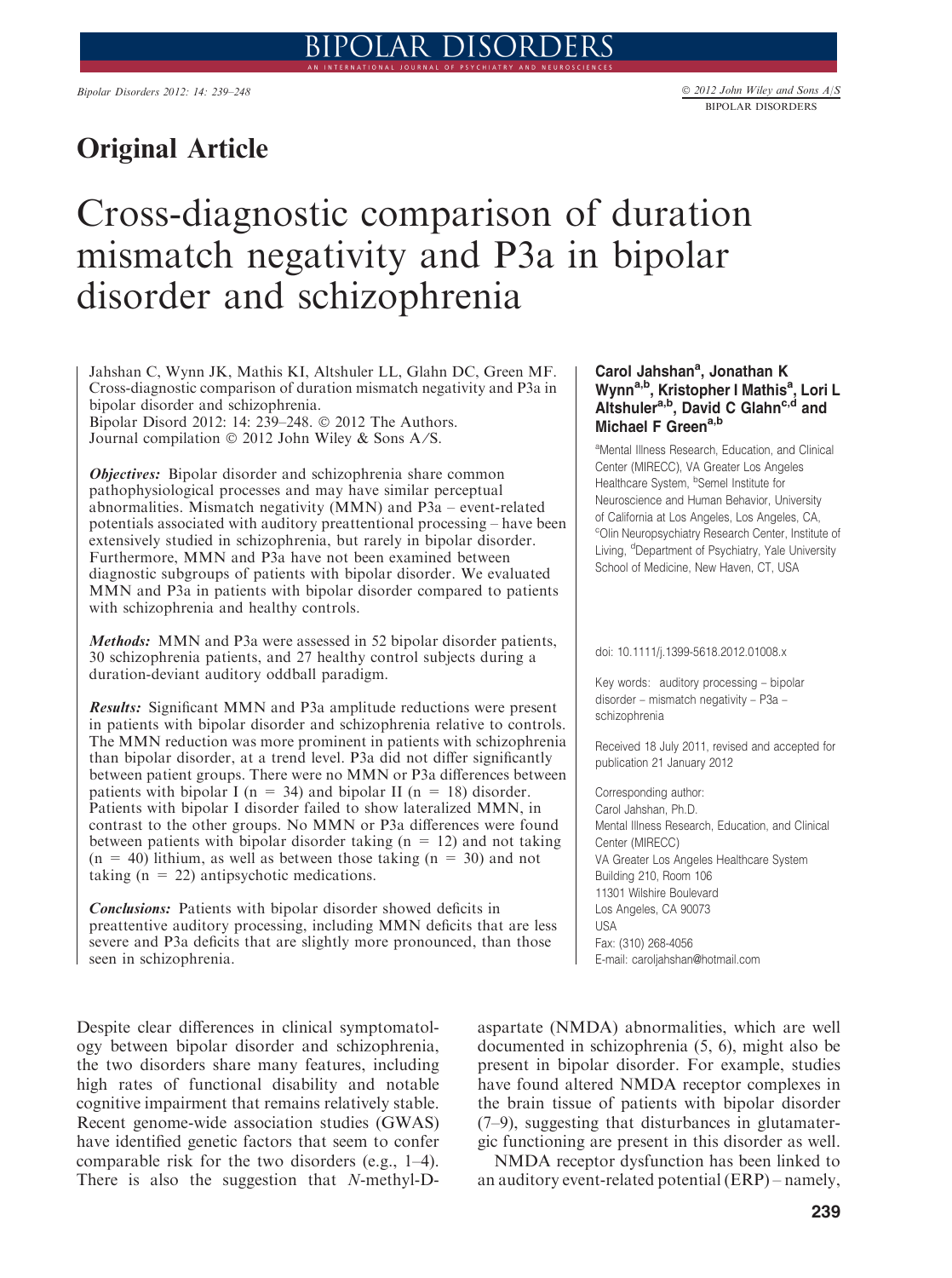## Original Article

# Cross-diagnostic comparison of duration mismatch negativity and P3a in bipolar disorder and schizophrenia

Jahshan C, Wynn JK, Mathis KI, Altshuler LL, Glahn DC, Green MF. Cross-diagnostic comparison of duration mismatch negativity and P3a in bipolar disorder and schizophrenia.
Bipolar Disord 2012: 14: 239–248. © 2012 The Authors.
Journal compilation © 2012 John Wiley & Sons A/S.

**Carol Jahshan[a], Jonathan K Wynn[a,b], Kristopher I Mathis[a], Lori L Altshuler[a,b], David C Glahn[c,d] and Michael F Green[a,b]**

[a]Mental Illness Research, Education, and Clinical Center (MIRECC), VA Greater Los Angeles Healthcare System, [b]Semel Institute for Neuroscience and Human Behavior, University of California at Los Angeles, Los Angeles, CA, [c]Olin Neuropsychiatry Research Center, Institute of Living, [d]Department of Psychiatry, Yale University School of Medicine, New Haven, CT, USA

doi: 10.1111/j.1399-5618.2012.01008.x

Key words: auditory processing – bipolar disorder – mismatch negativity – P3a – schizophrenia

Received 18 July 2011, revised and accepted for publication 21 January 2012

Corresponding author:
Carol Jahshan, Ph.D.
Mental Illness Research, Education, and Clinical Center (MIRECC)
VA Greater Los Angeles Healthcare System
Building 210, Room 106
11301 Wilshire Boulevard
Los Angeles, CA 90073
USA
Fax: (310) 268-4056
E-mail: caroljahshan@hotmail.com

*Objectives:* Bipolar disorder and schizophrenia share common pathophysiological processes and may have similar perceptual abnormalities. Mismatch negativity (MMN) and P3a – event-related potentials associated with auditory preattentional processing – have been extensively studied in schizophrenia, but rarely in bipolar disorder. Furthermore, MMN and P3a have not been examined between diagnostic subgroups of patients with bipolar disorder. We evaluated MMN and P3a in patients with bipolar disorder compared to patients with schizophrenia and healthy controls.

*Methods:* MMN and P3a were assessed in 52 bipolar disorder patients, 30 schizophrenia patients, and 27 healthy control subjects during a duration-deviant auditory oddball paradigm.

*Results:* Significant MMN and P3a amplitude reductions were present in patients with bipolar disorder and schizophrenia relative to controls. The MMN reduction was more prominent in patients with schizophrenia than bipolar disorder, at a trend level. P3a did not differ significantly between patient groups. There were no MMN or P3a differences between patients with bipolar I ($n = 34$) and bipolar II ($n = 18$) disorder. Patients with bipolar I disorder failed to show lateralized MMN, in contrast to the other groups. No MMN or P3a differences were found between patients with bipolar disorder taking ($n = 12$) and not taking ($n = 40$) lithium, as well as between those taking ($n = 30$) and not taking ($n = 22$) antipsychotic medications.

*Conclusions:* Patients with bipolar disorder showed deficits in preattentive auditory processing, including MMN deficits that are less severe and P3a deficits that are slightly more pronounced, than those seen in schizophrenia.

Despite clear differences in clinical symptomatology between bipolar disorder and schizophrenia, the two disorders share many features, including high rates of functional disability and notable cognitive impairment that remains relatively stable. Recent genome-wide association studies (GWAS) have identified genetic factors that seem to confer comparable risk for the two disorders (e.g., 1–4). There is also the suggestion that *N*-methyl-D-aspartate (NMDA) abnormalities, which are well documented in schizophrenia (5, 6), might also be present in bipolar disorder. For example, studies have found altered NMDA receptor complexes in the brain tissue of patients with bipolar disorder (7–9), suggesting that disturbances in glutamatergic functioning are present in this disorder as well.

NMDA receptor dysfunction has been linked to an auditory event-related potential (ERP) – namely,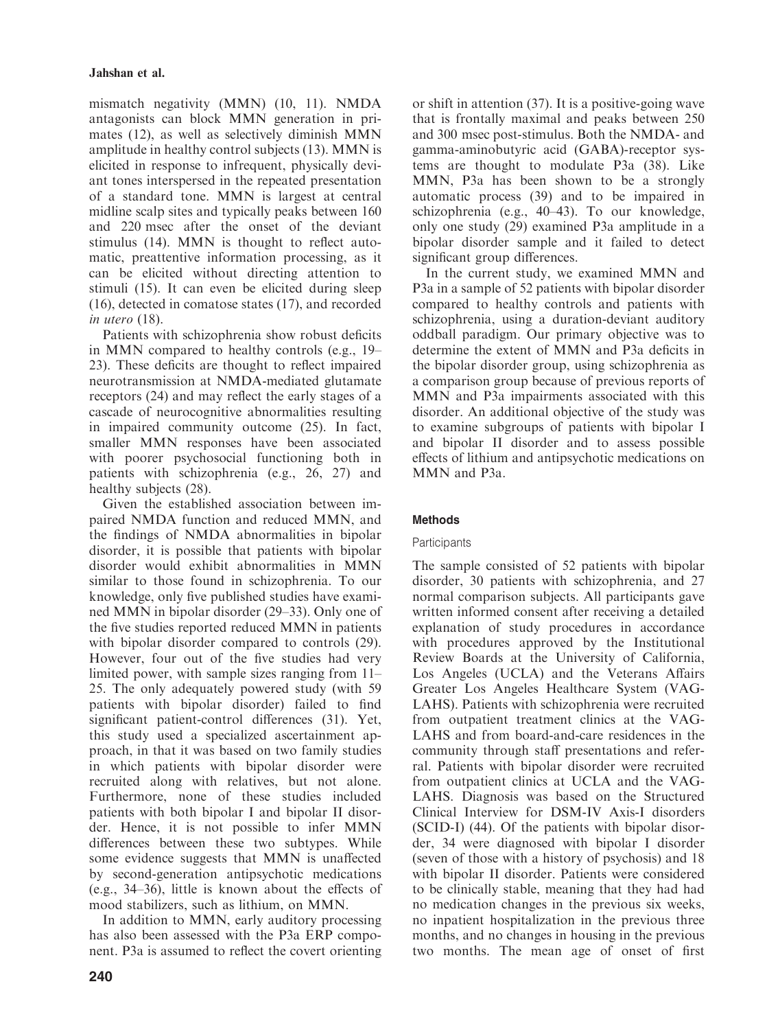mismatch negativity (MMN) (10, 11). NMDA antagonists can block MMN generation in primates (12), as well as selectively diminish MMN amplitude in healthy control subjects (13). MMN is elicited in response to infrequent, physically deviant tones interspersed in the repeated presentation of a standard tone. MMN is largest at central midline scalp sites and typically peaks between 160 and 220 msec after the onset of the deviant stimulus (14). MMN is thought to reflect automatic, preattentive information processing, as it can be elicited without directing attention to stimuli (15). It can even be elicited during sleep (16), detected in comatose states (17), and recorded *in utero* (18).

Patients with schizophrenia show robust deficits in MMN compared to healthy controls (e.g., 19–23). These deficits are thought to reflect impaired neurotransmission at NMDA-mediated glutamate receptors (24) and may reflect the early stages of a cascade of neurocognitive abnormalities resulting in impaired community outcome (25). In fact, smaller MMN responses have been associated with poorer psychosocial functioning both in patients with schizophrenia (e.g., 26, 27) and healthy subjects (28).

Given the established association between impaired NMDA function and reduced MMN, and the findings of NMDA abnormalities in bipolar disorder, it is possible that patients with bipolar disorder would exhibit abnormalities in MMN similar to those found in schizophrenia. To our knowledge, only five published studies have examined MMN in bipolar disorder (29–33). Only one of the five studies reported reduced MMN in patients with bipolar disorder compared to controls (29). However, four out of the five studies had very limited power, with sample sizes ranging from 11–25. The only adequately powered study (with 59 patients with bipolar disorder) failed to find significant patient-control differences (31). Yet, this study used a specialized ascertainment approach, in that it was based on two family studies in which patients with bipolar disorder were recruited along with relatives, but not alone. Furthermore, none of these studies included patients with both bipolar I and bipolar II disorder. Hence, it is not possible to infer MMN differences between these two subtypes. While some evidence suggests that MMN is unaffected by second-generation antipsychotic medications (e.g., 34–36), little is known about the effects of mood stabilizers, such as lithium, on MMN.

In addition to MMN, early auditory processing has also been assessed with the P3a ERP component. P3a is assumed to reflect the covert orienting or shift in attention (37). It is a positive-going wave that is frontally maximal and peaks between 250 and 300 msec post-stimulus. Both the NMDA- and gamma-aminobutyric acid (GABA)-receptor systems are thought to modulate P3a (38). Like MMN, P3a has been shown to be a strongly automatic process (39) and to be impaired in schizophrenia (e.g., 40–43). To our knowledge, only one study (29) examined P3a amplitude in a bipolar disorder sample and it failed to detect significant group differences.

In the current study, we examined MMN and P3a in a sample of 52 patients with bipolar disorder compared to healthy controls and patients with schizophrenia, using a duration-deviant auditory oddball paradigm. Our primary objective was to determine the extent of MMN and P3a deficits in the bipolar disorder group, using schizophrenia as a comparison group because of previous reports of MMN and P3a impairments associated with this disorder. An additional objective of the study was to examine subgroups of patients with bipolar I and bipolar II disorder and to assess possible effects of lithium and antipsychotic medications on MMN and P3a.

## Methods

### Participants

The sample consisted of 52 patients with bipolar disorder, 30 patients with schizophrenia, and 27 normal comparison subjects. All participants gave written informed consent after receiving a detailed explanation of study procedures in accordance with procedures approved by the Institutional Review Boards at the University of California, Los Angeles (UCLA) and the Veterans Affairs Greater Los Angeles Healthcare System (VAGLAHS). Patients with schizophrenia were recruited from outpatient treatment clinics at the VAGLAHS and from board-and-care residences in the community through staff presentations and referral. Patients with bipolar disorder were recruited from outpatient clinics at UCLA and the VAGLAHS. Diagnosis was based on the Structured Clinical Interview for DSM-IV Axis-I disorders (SCID-I) (44). Of the patients with bipolar disorder, 34 were diagnosed with bipolar I disorder (seven of those with a history of psychosis) and 18 with bipolar II disorder. Patients were considered to be clinically stable, meaning that they had had no medication changes in the previous six weeks, no inpatient hospitalization in the previous three months, and no changes in housing in the previous two months. The mean age of onset of first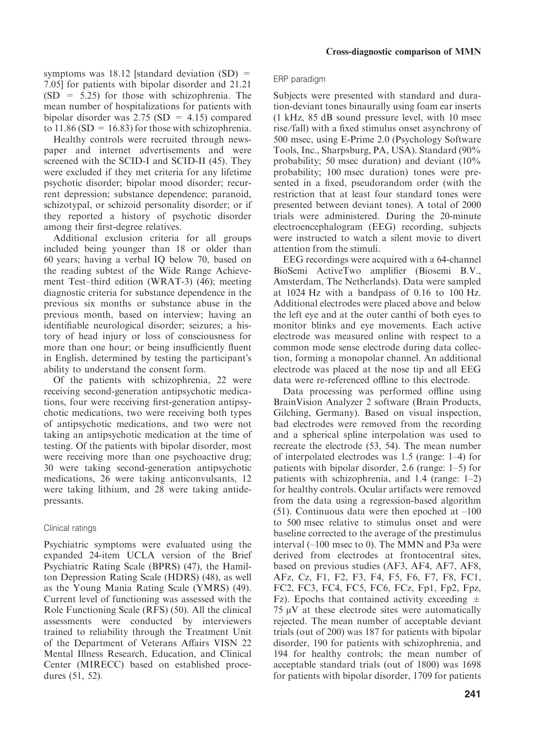symptoms was 18.12 [standard deviation (SD) = 7.05] for patients with bipolar disorder and 21.21 (SD = 5.25) for those with schizophrenia. The mean number of hospitalizations for patients with bipolar disorder was 2.75 (SD = 4.15) compared to 11.86 (SD = 16.83) for those with schizophrenia.

Healthy controls were recruited through newspaper and internet advertisements and were screened with the SCID-I and SCID-II (45). They were excluded if they met criteria for any lifetime psychotic disorder; bipolar mood disorder; recurrent depression; substance dependence; paranoid, schizotypal, or schizoid personality disorder; or if they reported a history of psychotic disorder among their first-degree relatives.

Additional exclusion criteria for all groups included being younger than 18 or older than 60 years; having a verbal IQ below 70, based on the reading subtest of the Wide Range Achievement Test–third edition (WRAT-3) (46); meeting diagnostic criteria for substance dependence in the previous six months or substance abuse in the previous month, based on interview; having an identifiable neurological disorder; seizures; a history of head injury or loss of consciousness for more than one hour; or being insufficiently fluent in English, determined by testing the participant's ability to understand the consent form.

Of the patients with schizophrenia, 22 were receiving second-generation antipsychotic medications, four were receiving first-generation antipsychotic medications, two were receiving both types of antipsychotic medications, and two were not taking an antipsychotic medication at the time of testing. Of the patients with bipolar disorder, most were receiving more than one psychoactive drug; 30 were taking second-generation antipsychotic medications, 26 were taking anticonvulsants, 12 were taking lithium, and 28 were taking antidepressants.

### Clinical ratings

Psychiatric symptoms were evaluated using the expanded 24-item UCLA version of the Brief Psychiatric Rating Scale (BPRS) (47), the Hamilton Depression Rating Scale (HDRS) (48), as well as the Young Mania Rating Scale (YMRS) (49). Current level of functioning was assessed with the Role Functioning Scale (RFS) (50). All the clinical assessments were conducted by interviewers trained to reliability through the Treatment Unit of the Department of Veterans Affairs VISN 22 Mental Illness Research, Education, and Clinical Center (MIRECC) based on established procedures (51, 52).

### ERP paradigm

Subjects were presented with standard and duration-deviant tones binaurally using foam ear inserts (1 kHz, 85 dB sound pressure level, with 10 msec rise/fall) with a fixed stimulus onset asynchrony of 500 msec, using E-Prime 2.0 (Psychology Software Tools, Inc., Sharpsburg, PA, USA). Standard (90% probability; 50 msec duration) and deviant (10% probability; 100 msec duration) tones were presented in a fixed, pseudorandom order (with the restriction that at least four standard tones were presented between deviant tones). A total of 2000 trials were administered. During the 20-minute electroencephalogram (EEG) recording, subjects were instructed to watch a silent movie to divert attention from the stimuli.

EEG recordings were acquired with a 64-channel BioSemi ActiveTwo amplifier (Biosemi B.V., Amsterdam, The Netherlands). Data were sampled at 1024 Hz with a bandpass of 0.16 to 100 Hz. Additional electrodes were placed above and below the left eye and at the outer canthi of both eyes to monitor blinks and eye movements. Each active electrode was measured online with respect to a common mode sense electrode during data collection, forming a monopolar channel. An additional electrode was placed at the nose tip and all EEG data were re-referenced offline to this electrode.

Data processing was performed offline using BrainVision Analyzer 2 software (Brain Products, Gilching, Germany). Based on visual inspection, bad electrodes were removed from the recording and a spherical spline interpolation was used to recreate the electrode (53, 54). The mean number of interpolated electrodes was 1.5 (range: 1–4) for patients with bipolar disorder, 2.6 (range: 1–5) for patients with schizophrenia, and 1.4 (range: 1–2) for healthy controls. Ocular artifacts were removed from the data using a regression-based algorithm (51). Continuous data were then epoched at –100 to 500 msec relative to stimulus onset and were baseline corrected to the average of the prestimulus interval (–100 msec to 0). The MMN and P3a were derived from electrodes at frontocentral sites, based on previous studies (AF3, AF4, AF7, AF8, AFz, Cz, F1, F2, F3, F4, F5, F6, F7, F8, FC1, FC2, FC3, FC4, FC5, FC6, FCz, Fp1, Fp2, Fpz, Fz). Epochs that contained activity exceeding $\pm$ 75 μV at these electrode sites were automatically rejected. The mean number of acceptable deviant trials (out of 200) was 187 for patients with bipolar disorder, 190 for patients with schizophrenia, and 194 for healthy controls; the mean number of acceptable standard trials (out of 1800) was 1698 for patients with bipolar disorder, 1709 for patients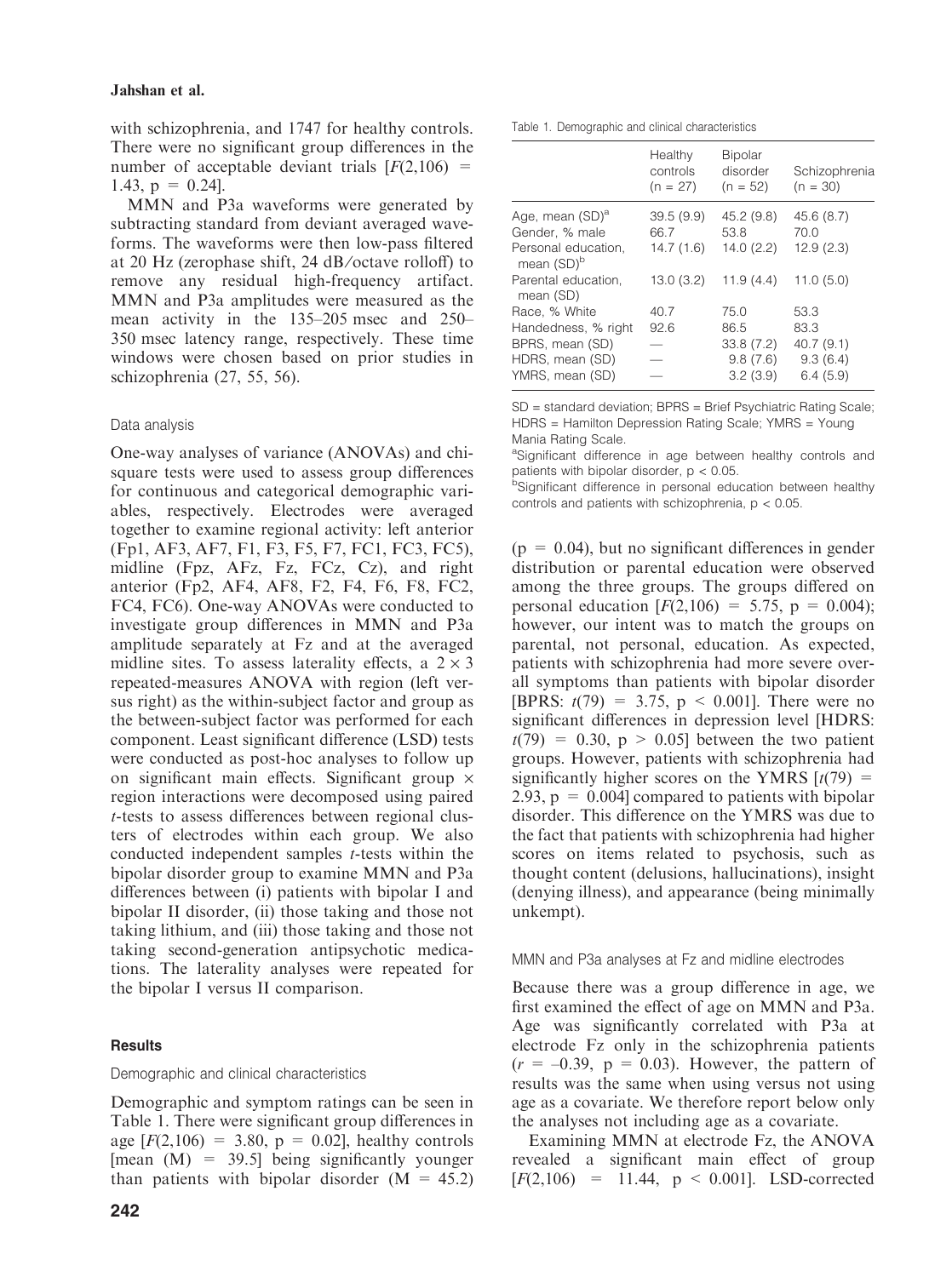with schizophrenia, and 1747 for healthy controls. There were no significant group differences in the number of acceptable deviant trials [$F(2,106) = 1.43$, $p = 0.24$].

MMN and P3a waveforms were generated by subtracting standard from deviant averaged waveforms. The waveforms were then low-pass filtered at 20 Hz (zerophase shift, 24 dB/octave rolloff) to remove any residual high-frequency artifact. MMN and P3a amplitudes were measured as the mean activity in the 135–205 msec and 250–350 msec latency range, respectively. These time windows were chosen based on prior studies in schizophrenia (27, 55, 56).

### Data analysis

One-way analyses of variance (ANOVAs) and chi-square tests were used to assess group differences for continuous and categorical demographic variables, respectively. Electrodes were averaged together to examine regional activity: left anterior (Fp1, AF3, AF7, F1, F3, F5, F7, FC1, FC3, FC5), midline (Fpz, AFz, Fz, FCz, Cz), and right anterior (Fp2, AF4, AF8, F2, F4, F6, F8, FC2, FC4, FC6). One-way ANOVAs were conducted to investigate group differences in MMN and P3a amplitude separately at Fz and at the averaged midline sites. To assess laterality effects, a $2 \times 3$ repeated-measures ANOVA with region (left versus right) as the within-subject factor and group as the between-subject factor was performed for each component. Least significant difference (LSD) tests were conducted as post-hoc analyses to follow up on significant main effects. Significant group × region interactions were decomposed using paired *t*-tests to assess differences between regional clusters of electrodes within each group. We also conducted independent samples *t*-tests within the bipolar disorder group to examine MMN and P3a differences between (i) patients with bipolar I and bipolar II disorder, (ii) those taking and those not taking lithium, and (iii) those taking and those not taking second-generation antipsychotic medications. The laterality analyses were repeated for the bipolar I versus II comparison.

## Results

### Demographic and clinical characteristics

Demographic and symptom ratings can be seen in Table 1. There were significant group differences in age [$F(2,106) = 3.80$, $p = 0.02$], healthy controls [mean (M) = 39.5] being significantly younger than patients with bipolar disorder (M = 45.2)

Table 1. Demographic and clinical characteristics

| | Healthy controls (n = 27) | Bipolar disorder (n = 52) | Schizophrenia (n = 30) |
|---|---|---|---|
| Age, mean (SD)[a] | 39.5 (9.9) | 45.2 (9.8) | 45.6 (8.7) |
| Gender, % male | 66.7 | 53.8 | 70.0 |
| Personal education, mean (SD)[b] | 14.7 (1.6) | 14.0 (2.2) | 12.9 (2.3) |
| Parental education, mean (SD) | 13.0 (3.2) | 11.9 (4.4) | 11.0 (5.0) |
| Race, % White | 40.7 | 75.0 | 53.3 |
| Handedness, % right | 92.6 | 86.5 | 83.3 |
| BPRS, mean (SD) | — | 33.8 (7.2) | 40.7 (9.1) |
| HDRS, mean (SD) | — | 9.8 (7.6) | 9.3 (6.4) |
| YMRS, mean (SD) | — | 3.2 (3.9) | 6.4 (5.9) |

SD = standard deviation; BPRS = Brief Psychiatric Rating Scale; HDRS = Hamilton Depression Rating Scale; YMRS = Young Mania Rating Scale.

[a]Significant difference in age between healthy controls and patients with bipolar disorder, $p < 0.05$.

[b]Significant difference in personal education between healthy controls and patients with schizophrenia, $p < 0.05$.

($p = 0.04$), but no significant differences in gender distribution or parental education were observed among the three groups. The groups differed on personal education [$F(2,106) = 5.75$, $p = 0.004$); however, our intent was to match the groups on parental, not personal, education. As expected, patients with schizophrenia had more severe overall symptoms than patients with bipolar disorder [BPRS: $t(79) = 3.75$, $p < 0.001$]. There were no significant differences in depression level [HDRS: $t(79) = 0.30$, $p > 0.05$] between the two patient groups. However, patients with schizophrenia had significantly higher scores on the YMRS [$t(79) = 2.93$, $p = 0.004$] compared to patients with bipolar disorder. This difference on the YMRS was due to the fact that patients with schizophrenia had higher scores on items related to psychosis, such as thought content (delusions, hallucinations), insight (denying illness), and appearance (being minimally unkempt).

### MMN and P3a analyses at Fz and midline electrodes

Because there was a group difference in age, we first examined the effect of age on MMN and P3a. Age was significantly correlated with P3a at electrode Fz only in the schizophrenia patients ($r = -0.39$, $p = 0.03$). However, the pattern of results was the same when using versus not using age as a covariate. We therefore report below only the analyses not including age as a covariate.

Examining MMN at electrode Fz, the ANOVA revealed a significant main effect of group [$F(2,106) = 11.44$, $p < 0.001$]. LSD-corrected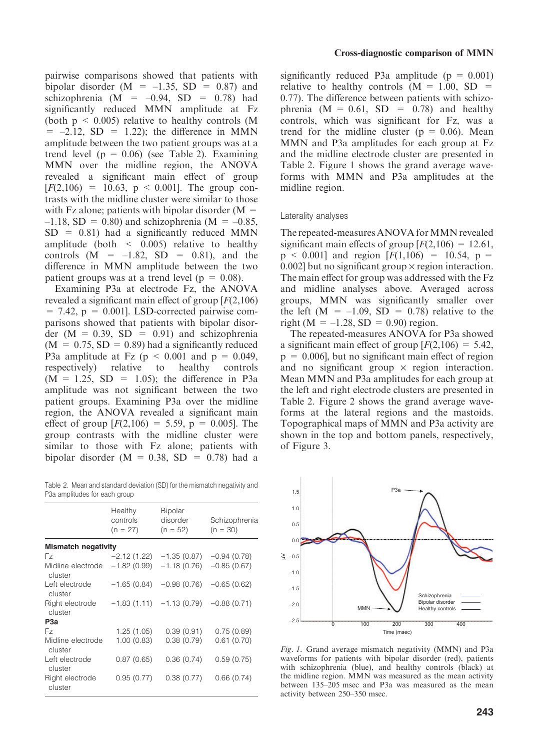pairwise comparisons showed that patients with bipolar disorder (M = –1.35, SD = 0.87) and schizophrenia (M = –0.94, SD = 0.78) had significantly reduced MMN amplitude at Fz (both $p < 0.005$) relative to healthy controls (M = –2.12, SD = 1.22); the difference in MMN amplitude between the two patient groups was at a trend level ($p = 0.06$) (see Table 2). Examining MMN over the midline region, the ANOVA revealed a significant main effect of group [$F(2,106) = 10.63$, $p < 0.001$]. The group contrasts with the midline cluster were similar to those with Fz alone; patients with bipolar disorder (M = –1.18, SD = 0.80) and schizophrenia (M = –0.85, SD = 0.81) had a significantly reduced MMN amplitude (both < 0.005) relative to healthy controls (M = –1.82, SD = 0.81), and the difference in MMN amplitude between the two patient groups was at a trend level ($p = 0.08$).

Examining P3a at electrode Fz, the ANOVA revealed a significant main effect of group [$F(2,106) = 7.42$, $p = 0.001$]. LSD-corrected pairwise comparisons showed that patients with bipolar disorder (M = 0.39, SD = 0.91) and schizophrenia (M = 0.75, SD = 0.89) had a significantly reduced P3a amplitude at Fz ($p < 0.001$ and $p = 0.049$, respectively) relative to healthy controls (M = 1.25, SD = 1.05); the difference in P3a amplitude was not significant between the two patient groups. Examining P3a over the midline region, the ANOVA revealed a significant main effect of group [$F(2,106) = 5.59$, $p = 0.005$]. The group contrasts with the midline cluster were similar to those with Fz alone; patients with bipolar disorder (M = 0.38, SD = 0.78) had a significantly reduced P3a amplitude ($p = 0.001$) relative to healthy controls (M = 1.00, SD = 0.77). The difference between patients with schizophrenia (M = 0.61, SD = 0.78) and healthy controls, which was significant for Fz, was a trend for the midline cluster ($p = 0.06$). Mean MMN and P3a amplitudes for each group at Fz and the midline electrode cluster are presented in Table 2. Figure 1 shows the grand average waveforms with MMN and P3a amplitudes at the midline region.

### Laterality analyses

The repeated-measures ANOVA for MMN revealed significant main effects of group [$F(2,106) = 12.61$, $p < 0.001$] and region [$F(1,106) = 10.54$, $p = 0.002$] but no significant group × region interaction. The main effect for group was addressed with the Fz and midline analyses above. Averaged across groups, MMN was significantly smaller over the left (M = –1.09, SD = 0.78) relative to the right (M = –1.28, SD = 0.90) region.

The repeated-measures ANOVA for P3a showed a significant main effect of group [$F(2,106) = 5.42$, $p = 0.006$], but no significant main effect of region and no significant group × region interaction. Mean MMN and P3a amplitudes for each group at the left and right electrode clusters are presented in Table 2. Figure 2 shows the grand average waveforms at the lateral regions and the mastoids. Topographical maps of MMN and P3a activity are shown in the top and bottom panels, respectively, of Figure 3.

Table 2. Mean and standard deviation (SD) for the mismatch negativity and P3a amplitudes for each group

| | Healthy controls (n = 27) | Bipolar disorder (n = 52) | Schizophrenia (n = 30) |
|---|---|---|---|
| **Mismatch negativity** | | | |
| Fz | −2.12 (1.22) | −1.35 (0.87) | −0.94 (0.78) |
| Midline electrode cluster | −1.82 (0.99) | −1.18 (0.76) | −0.85 (0.67) |
| Left electrode cluster | −1.65 (0.84) | −0.98 (0.76) | −0.65 (0.62) |
| Right electrode cluster | −1.83 (1.11) | −1.13 (0.79) | −0.88 (0.71) |
| **P3a** | | | |
| Fz | 1.25 (1.05) | 0.39 (0.91) | 0.75 (0.89) |
| Midline electrode cluster | 1.00 (0.83) | 0.38 (0.79) | 0.61 (0.70) |
| Left electrode cluster | 0.87 (0.65) | 0.36 (0.74) | 0.59 (0.75) |
| Right electrode cluster | 0.95 (0.77) | 0.38 (0.77) | 0.66 (0.74) |

*Fig. 1.* Grand average mismatch negativity (MMN) and P3a waveforms for patients with bipolar disorder (red), patients with schizophrenia (blue), and healthy controls (black) at the midline region. MMN was measured as the mean activity between 135–205 msec and P3a was measured as the mean activity between 250–350 msec.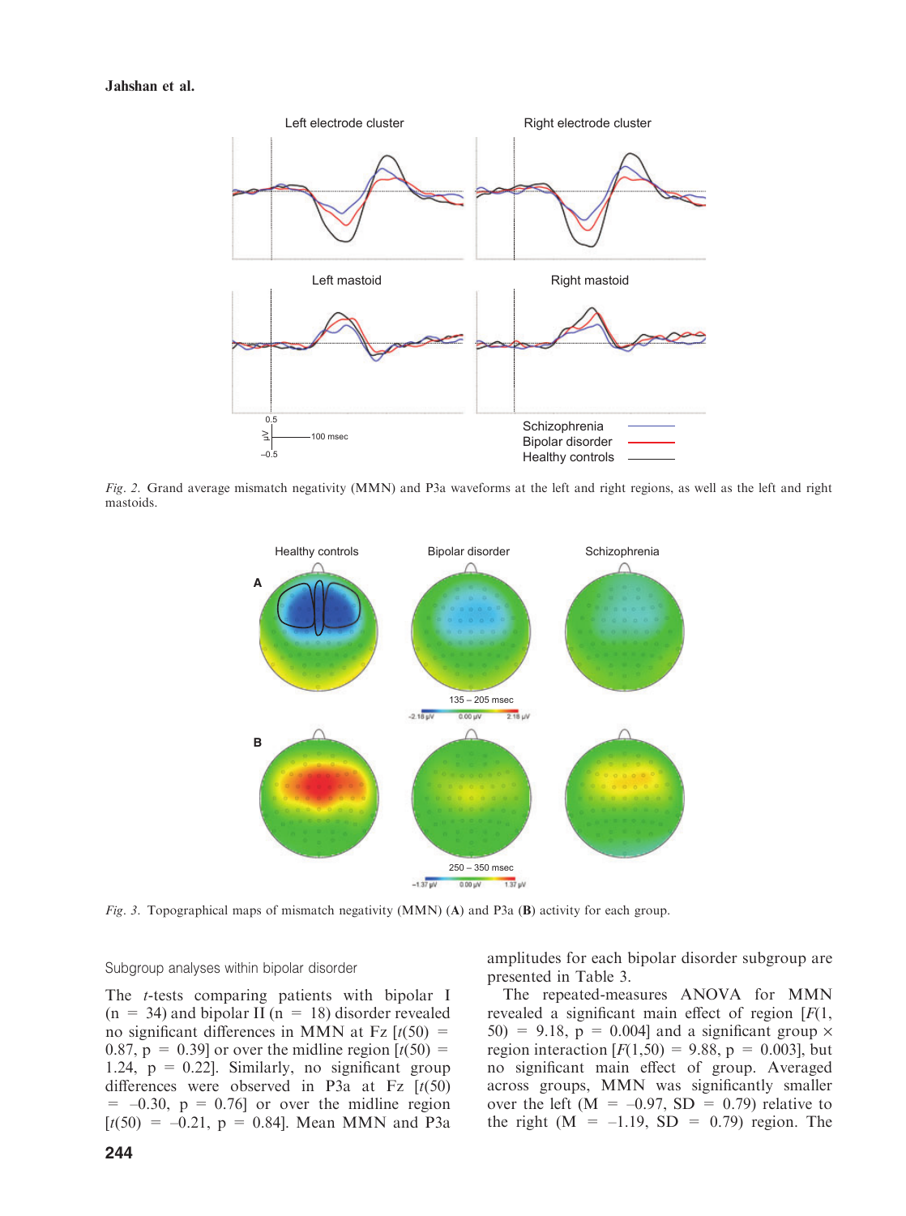Fig. 2. Grand average mismatch negativity (MMN) and P3a waveforms at the left and right regions, as well as the left and right mastoids.

Fig. 3. Topographical maps of mismatch negativity (MMN) (A) and P3a (B) activity for each group.

### Subgroup analyses within bipolar disorder

The *t*-tests comparing patients with bipolar I ($n = 34$) and bipolar II ($n = 18$) disorder revealed no significant differences in MMN at Fz [$t(50) = 0.87$, $p = 0.39$] or over the midline region [$t(50) = 1.24$, $p = 0.22$]. Similarly, no significant group differences were observed in P3a at Fz [$t(50) = -0.30$, $p = 0.76$] or over the midline region [$t(50) = -0.21$, $p = 0.84$]. Mean MMN and P3a amplitudes for each bipolar disorder subgroup are presented in Table 3.

The repeated-measures ANOVA for MMN revealed a significant main effect of region [$F(1, 50) = 9.18$, $p = 0.004$] and a significant group × region interaction [$F(1,50) = 9.88$, $p = 0.003$], but no significant main effect of group. Averaged across groups, MMN was significantly smaller over the left ($M = -0.97$, $SD = 0.79$) relative to the right ($M = -1.19$, $SD = 0.79$) region. The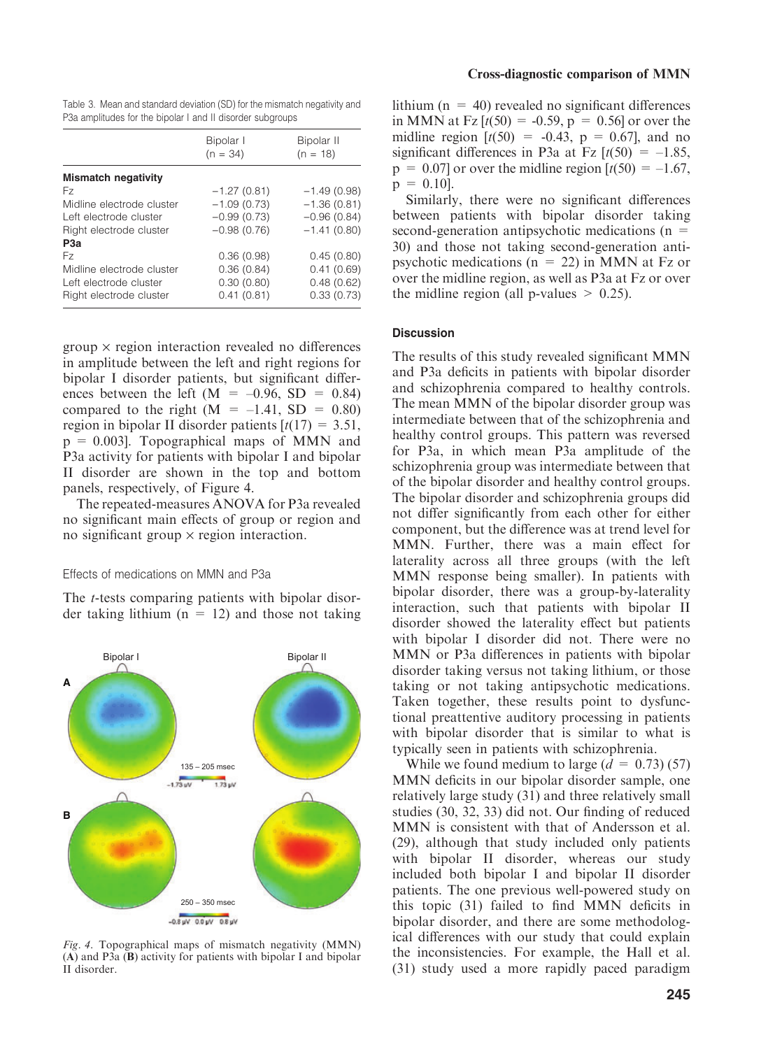Table 3. Mean and standard deviation (SD) for the mismatch negativity and P3a amplitudes for the bipolar I and II disorder subgroups

| | Bipolar I (n = 34) | Bipolar II (n = 18) |
|---|---|---|
| **Mismatch negativity** | | |
| Fz | –1.27 (0.81) | –1.49 (0.98) |
| Midline electrode cluster | –1.09 (0.73) | –1.36 (0.81) |
| Left electrode cluster | –0.99 (0.73) | –0.96 (0.84) |
| Right electrode cluster | –0.98 (0.76) | –1.41 (0.80) |
| **P3a** | | |
| Fz | 0.36 (0.98) | 0.45 (0.80) |
| Midline electrode cluster | 0.36 (0.84) | 0.41 (0.69) |
| Left electrode cluster | 0.30 (0.80) | 0.48 (0.62) |
| Right electrode cluster | 0.41 (0.81) | 0.33 (0.73) |

group × region interaction revealed no differences in amplitude between the left and right regions for bipolar I disorder patients, but significant differences between the left (M = –0.96, SD = 0.84) compared to the right (M = –1.41, SD = 0.80) region in bipolar II disorder patients [$t(17) = 3.51$, $p = 0.003$]. Topographical maps of MMN and P3a activity for patients with bipolar I and bipolar II disorder are shown in the top and bottom panels, respectively, of Figure 4.

The repeated-measures ANOVA for P3a revealed no significant main effects of group or region and no significant group × region interaction.

### Effects of medications on MMN and P3a

The *t*-tests comparing patients with bipolar disorder taking lithium (n = 12) and those not taking lithium (n = 40) revealed no significant differences in MMN at Fz [$t(50) = -0.59$, $p = 0.56$] or over the midline region [$t(50) = -0.43$, $p = 0.67$], and no significant differences in P3a at Fz [$t(50) = -1.85$, $p = 0.07$] or over the midline region [$t(50) = -1.67$, $p = 0.10$].

Similarly, there were no significant differences between patients with bipolar disorder taking second-generation antipsychotic medications (n = 30) and those not taking second-generation antipsychotic medications (n = 22) in MMN at Fz or over the midline region, as well as P3a at Fz or over the midline region (all p-values > 0.25).

*Fig. 4.* Topographical maps of mismatch negativity (MMN) (**A**) and P3a (**B**) activity for patients with bipolar I and bipolar II disorder.

## Discussion

The results of this study revealed significant MMN and P3a deficits in patients with bipolar disorder and schizophrenia compared to healthy controls. The mean MMN of the bipolar disorder group was intermediate between that of the schizophrenia and healthy control groups. This pattern was reversed for P3a, in which mean P3a amplitude of the schizophrenia group was intermediate between that of the bipolar disorder and healthy control groups. The bipolar disorder and schizophrenia groups did not differ significantly from each other for either component, but the difference was at trend level for MMN. Further, there was a main effect for laterality across all three groups (with the left MMN response being smaller). In patients with bipolar disorder, there was a group-by-laterality interaction, such that patients with bipolar II disorder showed the laterality effect but patients with bipolar I disorder did not. There were no MMN or P3a differences in patients with bipolar disorder taking versus not taking lithium, or those taking or not taking antipsychotic medications. Taken together, these results point to dysfunctional preattentive auditory processing in patients with bipolar disorder that is similar to what is typically seen in patients with schizophrenia.

While we found medium to large ($d = 0.73$) (57) MMN deficits in our bipolar disorder sample, one relatively large study (31) and three relatively small studies (30, 32, 33) did not. Our finding of reduced MMN is consistent with that of Andersson et al. (29), although that study included only patients with bipolar II disorder, whereas our study included both bipolar I and bipolar II disorder patients. The one previous well-powered study on this topic (31) failed to find MMN deficits in bipolar disorder, and there are some methodological differences with our study that could explain the inconsistencies. For example, the Hall et al. (31) study used a more rapidly paced paradigm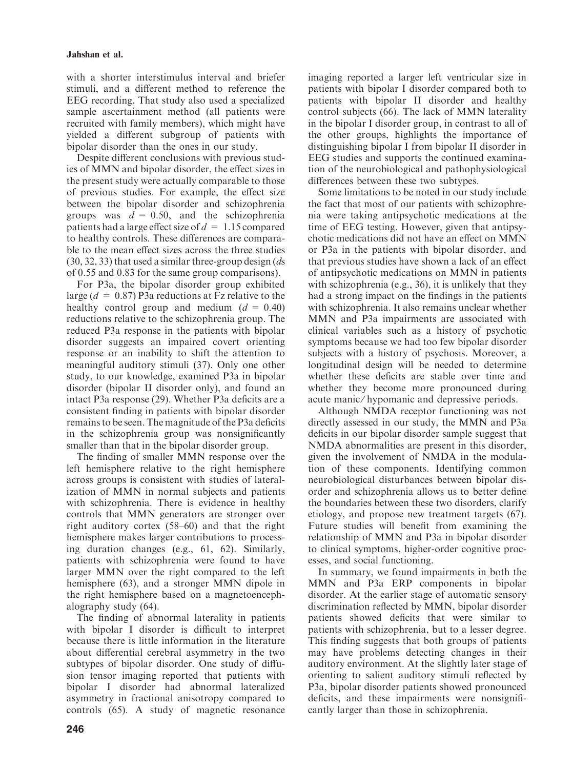with a shorter interstimulus interval and briefer stimuli, and a different method to reference the EEG recording. That study also used a specialized sample ascertainment method (all patients were recruited with family members), which might have yielded a different subgroup of patients with bipolar disorder than the ones in our study.

Despite different conclusions with previous studies of MMN and bipolar disorder, the effect sizes in the present study were actually comparable to those of previous studies. For example, the effect size between the bipolar disorder and schizophrenia groups was $d = 0.50$, and the schizophrenia patients had a large effect size of $d = 1.15$ compared to healthy controls. These differences are comparable to the mean effect sizes across the three studies (30, 32, 33) that used a similar three-group design (*d*s of 0.55 and 0.83 for the same group comparisons).

For P3a, the bipolar disorder group exhibited large ($d = 0.87$) P3a reductions at Fz relative to the healthy control group and medium ($d = 0.40$) reductions relative to the schizophrenia group. The reduced P3a response in the patients with bipolar disorder suggests an impaired covert orienting response or an inability to shift the attention to meaningful auditory stimuli (37). Only one other study, to our knowledge, examined P3a in bipolar disorder (bipolar II disorder only), and found an intact P3a response (29). Whether P3a deficits are a consistent finding in patients with bipolar disorder remains to be seen. The magnitude of the P3a deficits in the schizophrenia group was nonsignificantly smaller than that in the bipolar disorder group.

The finding of smaller MMN response over the left hemisphere relative to the right hemisphere across groups is consistent with studies of lateralization of MMN in normal subjects and patients with schizophrenia. There is evidence in healthy controls that MMN generators are stronger over right auditory cortex (58–60) and that the right hemisphere makes larger contributions to processing duration changes (e.g., 61, 62). Similarly, patients with schizophrenia were found to have larger MMN over the right compared to the left hemisphere (63), and a stronger MMN dipole in the right hemisphere based on a magnetoencephalography study (64).

The finding of abnormal laterality in patients with bipolar I disorder is difficult to interpret because there is little information in the literature about differential cerebral asymmetry in the two subtypes of bipolar disorder. One study of diffusion tensor imaging reported that patients with bipolar I disorder had abnormal lateralized asymmetry in fractional anisotropy compared to controls (65). A study of magnetic resonance imaging reported a larger left ventricular size in patients with bipolar I disorder compared both to patients with bipolar II disorder and healthy control subjects (66). The lack of MMN laterality in the bipolar I disorder group, in contrast to all of the other groups, highlights the importance of distinguishing bipolar I from bipolar II disorder in EEG studies and supports the continued examination of the neurobiological and pathophysiological differences between these two subtypes.

Some limitations to be noted in our study include the fact that most of our patients with schizophrenia were taking antipsychotic medications at the time of EEG testing. However, given that antipsychotic medications did not have an effect on MMN or P3a in the patients with bipolar disorder, and that previous studies have shown a lack of an effect of antipsychotic medications on MMN in patients with schizophrenia (e.g., 36), it is unlikely that they had a strong impact on the findings in the patients with schizophrenia. It also remains unclear whether MMN and P3a impairments are associated with clinical variables such as a history of psychotic symptoms because we had too few bipolar disorder subjects with a history of psychosis. Moreover, a longitudinal design will be needed to determine whether these deficits are stable over time and whether they become more pronounced during acute manic/hypomanic and depressive periods.

Although NMDA receptor functioning was not directly assessed in our study, the MMN and P3a deficits in our bipolar disorder sample suggest that NMDA abnormalities are present in this disorder, given the involvement of NMDA in the modulation of these components. Identifying common neurobiological disturbances between bipolar disorder and schizophrenia allows us to better define the boundaries between these two disorders, clarify etiology, and propose new treatment targets (67). Future studies will benefit from examining the relationship of MMN and P3a in bipolar disorder to clinical symptoms, higher-order cognitive processes, and social functioning.

In summary, we found impairments in both the MMN and P3a ERP components in bipolar disorder. At the earlier stage of automatic sensory discrimination reflected by MMN, bipolar disorder patients showed deficits that were similar to patients with schizophrenia, but to a lesser degree. This finding suggests that both groups of patients may have problems detecting changes in their auditory environment. At the slightly later stage of orienting to salient auditory stimuli reflected by P3a, bipolar disorder patients showed pronounced deficits, and these impairments were nonsignificantly larger than those in schizophrenia.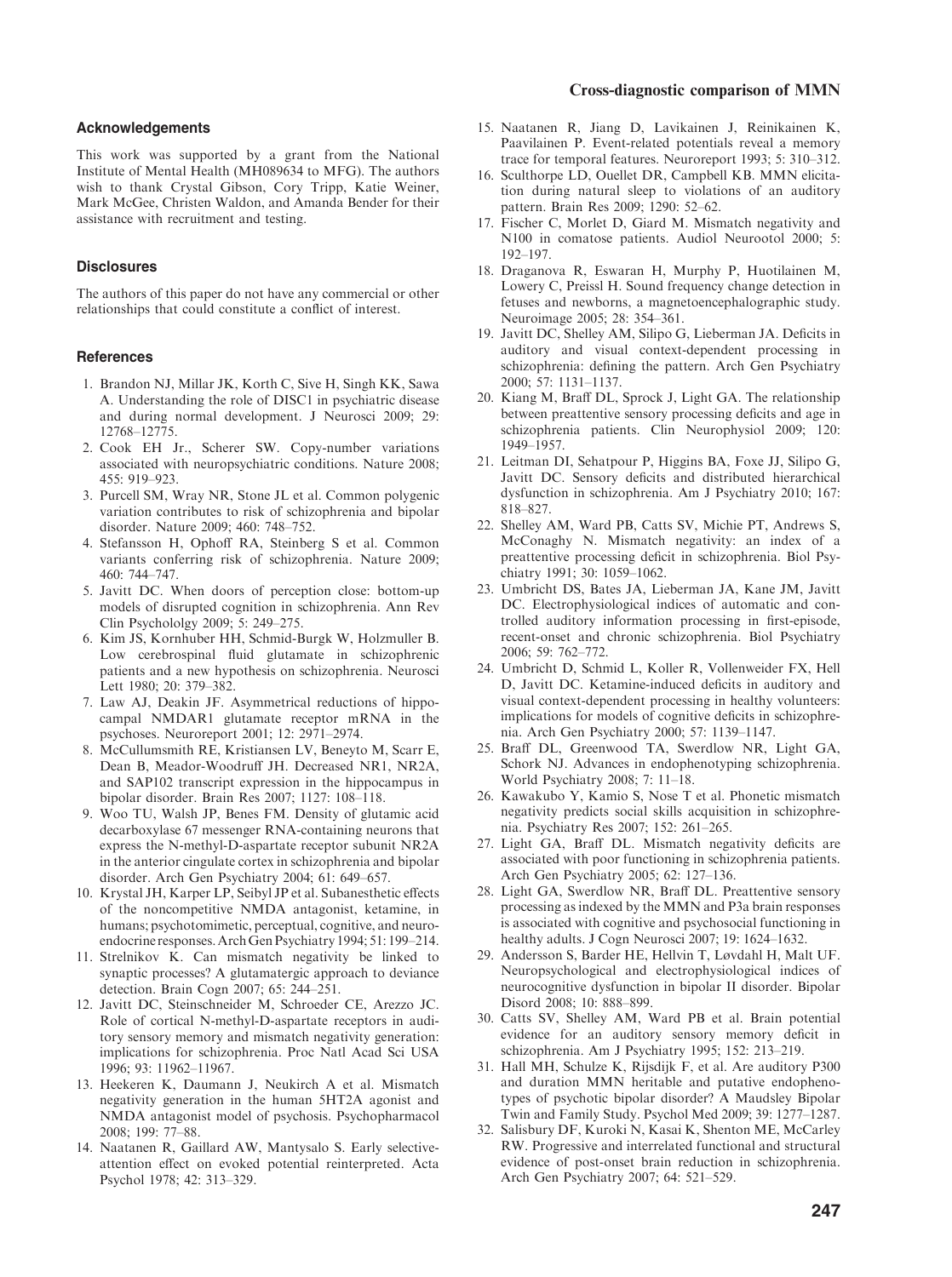## Acknowledgements

This work was supported by a grant from the National Institute of Mental Health (MH089634 to MFG). The authors wish to thank Crystal Gibson, Cory Tripp, Katie Weiner, Mark McGee, Christen Waldon, and Amanda Bender for their assistance with recruitment and testing.

## Disclosures

The authors of this paper do not have any commercial or other relationships that could constitute a conflict of interest.

## References

1. Brandon NJ, Millar JK, Korth C, Sive H, Singh KK, Sawa A. Understanding the role of DISC1 in psychiatric disease and during normal development. J Neurosci 2009; 29: 12768–12775.
2. Cook EH Jr., Scherer SW. Copy-number variations associated with neuropsychiatric conditions. Nature 2008; 455: 919–923.
3. Purcell SM, Wray NR, Stone JL et al. Common polygenic variation contributes to risk of schizophrenia and bipolar disorder. Nature 2009; 460: 748–752.
4. Stefansson H, Ophoff RA, Steinberg S et al. Common variants conferring risk of schizophrenia. Nature 2009; 460: 744–747.
5. Javitt DC. When doors of perception close: bottom-up models of disrupted cognition in schizophrenia. Ann Rev Clin Psycholoigy 2009; 5: 249–275.
6. Kim JS, Kornhuber HH, Schmid-Burgk W, Holzmuller B. Low cerebrospinal fluid glutamate in schizophrenic patients and a new hypothesis on schizophrenia. Neurosci Lett 1980; 20: 379–382.
7. Law AJ, Deakin JF. Asymmetrical reductions of hippocampal NMDAR1 glutamate receptor mRNA in the psychoses. Neuroreport 2001; 12: 2971–2974.
8. McCullumsmith RE, Kristiansen LV, Beneyto M, Scarr E, Dean B, Meador-Woodruff JH. Decreased NR1, NR2A, and SAP102 transcript expression in the hippocampus in bipolar disorder. Brain Res 2007; 1127: 108–118.
9. Woo TU, Walsh JP, Benes FM. Density of glutamic acid decarboxylase 67 messenger RNA-containing neurons that express the N-methyl-D-aspartate receptor subunit NR2A in the anterior cingulate cortex in schizophrenia and bipolar disorder. Arch Gen Psychiatry 2004; 61: 649–657.
10. Krystal JH, Karper LP, Seibyl JP et al. Subanesthetic effects of the noncompetitive NMDA antagonist, ketamine, in humans; psychotomimetic, perceptual, cognitive, and neuroendocrine responses. Arch Gen Psychiatry 1994; 51: 199–214.
11. Strelnikov K. Can mismatch negativity be linked to synaptic processes? A glutamatergic approach to deviance detection. Brain Cogn 2007; 65: 244–251.
12. Javitt DC, Steinschneider M, Schroeder CE, Arezzo JC. Role of cortical N-methyl-D-aspartate receptors in auditory sensory memory and mismatch negativity generation: implications for schizophrenia. Proc Natl Acad Sci USA 1996; 93: 11962–11967.
13. Heekeren K, Daumann J, Neukirch A et al. Mismatch negativity generation in the human 5HT2A agonist and NMDA antagonist model of psychosis. Psychopharmacol 2008; 199: 77–88.
14. Naatanen R, Gaillard AW, Mantysalo S. Early selective-attention effect on evoked potential reinterpreted. Acta Psychol 1978; 42: 313–329.
15. Naatanen R, Jiang D, Lavikainen J, Reinikainen K, Paavilainen P. Event-related potentials reveal a memory trace for temporal features. Neuroreport 1993; 5: 310–312.
16. Sculthorpe LD, Ouellet DR, Campbell KB. MMN elicitation during natural sleep to violations of an auditory pattern. Brain Res 2009; 1290: 52–62.
17. Fischer C, Morlet D, Giard M. Mismatch negativity and N100 in comatose patients. Audiol Neurootol 2000; 5: 192–197.
18. Draganova R, Eswaran H, Murphy P, Huotilainen M, Lowery C, Preissl H. Sound frequency change detection in fetuses and newborns, a magnetoencephalographic study. Neuroimage 2005; 28: 354–361.
19. Javitt DC, Shelley AM, Silipo G, Lieberman JA. Deficits in auditory and visual context-dependent processing in schizophrenia: defining the pattern. Arch Gen Psychiatry 2000; 57: 1131–1137.
20. Kiang M, Braff DL, Sprock J, Light GA. The relationship between preattentive sensory processing deficits and age in schizophrenia patients. Clin Neurophysiol 2009; 120: 1949–1957.
21. Leitman DI, Sehatpour P, Higgins BA, Foxe JJ, Silipo G, Javitt DC. Sensory deficits and distributed hierarchical dysfunction in schizophrenia. Am J Psychiatry 2010; 167: 818–827.
22. Shelley AM, Ward PB, Catts SV, Michie PT, Andrews S, McConaghy N. Mismatch negativity: an index of a preattentive processing deficit in schizophrenia. Biol Psychiatry 1991; 30: 1059–1062.
23. Umbricht DS, Bates JA, Lieberman JA, Kane JM, Javitt DC. Electrophysiological indices of automatic and controlled auditory information processing in first-episode, recent-onset and chronic schizophrenia. Biol Psychiatry 2006; 59: 762–772.
24. Umbricht D, Schmid L, Koller R, Vollenweider FX, Hell D, Javitt DC. Ketamine-induced deficits in auditory and visual context-dependent processing in healthy volunteers: implications for models of cognitive deficits in schizophrenia. Arch Gen Psychiatry 2000; 57: 1139–1147.
25. Braff DL, Greenwood TA, Swerdlow NR, Light GA, Schork NJ. Advances in endophenotyping schizophrenia. World Psychiatry 2008; 7: 11–18.
26. Kawakubo Y, Kamio S, Nose T et al. Phonetic mismatch negativity predicts social skills acquisition in schizophrenia. Psychiatry Res 2007; 152: 261–265.
27. Light GA, Braff DL. Mismatch negativity deficits are associated with poor functioning in schizophrenia patients. Arch Gen Psychiatry 2005; 62: 127–136.
28. Light GA, Swerdlow NR, Braff DL. Preattentive sensory processing as indexed by the MMN and P3a brain responses is associated with cognitive and psychosocial functioning in healthy adults. J Cogn Neurosci 2007; 19: 1624–1632.
29. Andersson S, Barder HE, Hellvin T, Løvdahl H, Malt UF. Neuropsychological and electrophysiological indices of neurocognitive dysfunction in bipolar II disorder. Bipolar Disord 2008; 10: 888–899.
30. Catts SV, Shelley AM, Ward PB et al. Brain potential evidence for an auditory sensory memory deficit in schizophrenia. Am J Psychiatry 1995; 152: 213–219.
31. Hall MH, Schulze K, Rijsdijk F, et al. Are auditory P300 and duration MMN heritable and putative endophenotypes of psychotic bipolar disorder? A Maudsley Bipolar Twin and Family Study. Psychol Med 2009; 39: 1277–1287.
32. Salisbury DF, Kuroki N, Kasai K, Shenton ME, McCarley RW. Progressive and interrelated functional and structural evidence of post-onset brain reduction in schizophrenia. Arch Gen Psychiatry 2007; 64: 521–529.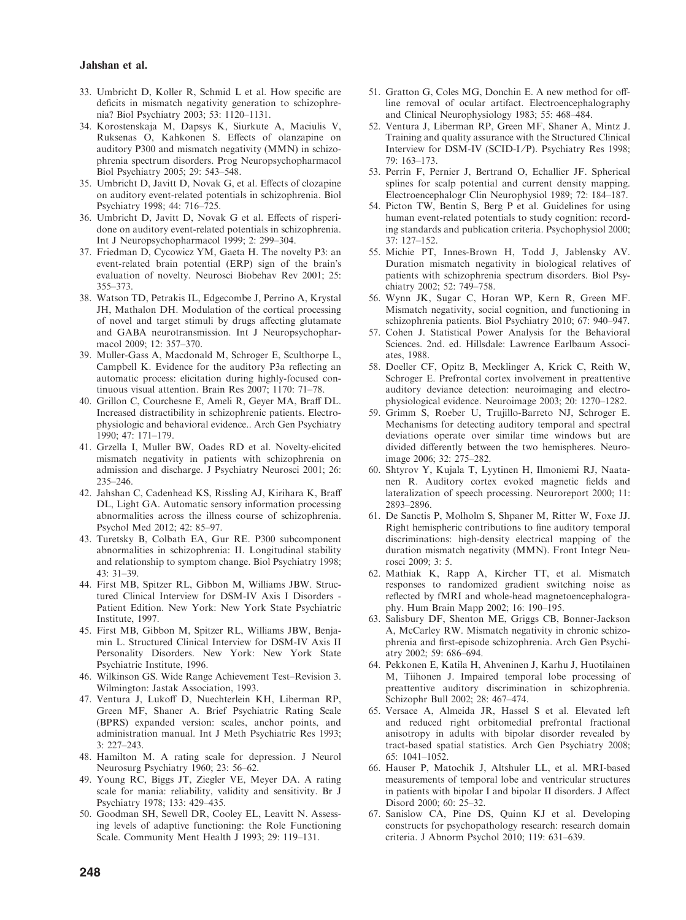33. Umbricht D, Koller R, Schmid L et al. How specific are deficits in mismatch negativity generation to schizophrenia? Biol Psychiatry 2003; 53: 1120–1131.
34. Korostenskaja M, Dapsys K, Siurkute A, Maciulis V, Ruksenas O, Kahkonen S. Effects of olanzapine on auditory P300 and mismatch negativity (MMN) in schizophrenia spectrum disorders. Prog Neuropsychopharmacol Biol Psychiatry 2005; 29: 543–548.
35. Umbricht D, Javitt D, Novak G, et al. Effects of clozapine on auditory event-related potentials in schizophrenia. Biol Psychiatry 1998; 44: 716–725.
36. Umbricht D, Javitt D, Novak G et al. Effects of risperidone on auditory event-related potentials in schizophrenia. Int J Neuropsychopharmacol 1999; 2: 299–304.
37. Friedman D, Cycowicz YM, Gaeta H. The novelty P3: an event-related brain potential (ERP) sign of the brain's evaluation of novelty. Neurosci Biobehav Rev 2001; 25: 355–373.
38. Watson TD, Petrakis IL, Edgecombe J, Perrino A, Krystal JH, Mathalon DH. Modulation of the cortical processing of novel and target stimuli by drugs affecting glutamate and GABA neurotransmission. Int J Neuropsychopharmacol 2009; 12: 357–370.
39. Muller-Gass A, Macdonald M, Schroger E, Sculthorpe L, Campbell K. Evidence for the auditory P3a reflecting an automatic process: elicitation during highly-focused continuous visual attention. Brain Res 2007; 1170: 71–78.
40. Grillon C, Courchesne E, Ameli R, Geyer MA, Braff DL. Increased distractibility in schizophrenic patients. Electrophysiologic and behavioral evidence.. Arch Gen Psychiatry 1990; 47: 171–179.
41. Grzella I, Muller BW, Oades RD et al. Novelty-elicited mismatch negativity in patients with schizophrenia on admission and discharge. J Psychiatry Neurosci 2001; 26: 235–246.
42. Jahshan C, Cadenhead KS, Rissling AJ, Kirihara K, Braff DL, Light GA. Automatic sensory information processing abnormalities across the illness course of schizophrenia. Psychol Med 2012; 42: 85–97.
43. Turetsky B, Colbath EA, Gur RE. P300 subcomponent abnormalities in schizophrenia: II. Longitudinal stability and relationship to symptom change. Biol Psychiatry 1998; 43: 31–39.
44. First MB, Spitzer RL, Gibbon M, Williams JBW. Structured Clinical Interview for DSM-IV Axis I Disorders - Patient Edition. New York: New York State Psychiatric Institute, 1997.
45. First MB, Gibbon M, Spitzer RL, Williams JBW, Benjamin L. Structured Clinical Interview for DSM-IV Axis II Personality Disorders. New York: New York State Psychiatric Institute, 1996.
46. Wilkinson GS. Wide Range Achievement Test–Revision 3. Wilmington: Jastak Association, 1993.
47. Ventura J, Lukoff D, Nuechterlein KH, Liberman RP, Green MF, Shaner A. Brief Psychiatric Rating Scale (BPRS) expanded version: scales, anchor points, and administration manual. Int J Meth Psychiatric Res 1993; 3: 227–243.
48. Hamilton M. A rating scale for depression. J Neurol Neurosurg Psychiatry 1960; 23: 56–62.
49. Young RC, Biggs JT, Ziegler VE, Meyer DA. A rating scale for mania: reliability, validity and sensitivity. Br J Psychiatry 1978; 133: 429–435.
50. Goodman SH, Sewell DR, Cooley EL, Leavitt N. Assessing levels of adaptive functioning: the Role Functioning Scale. Community Ment Health J 1993; 29: 119–131.
51. Gratton G, Coles MG, Donchin E. A new method for off-line removal of ocular artifact. Electroencephalography and Clinical Neurophysiology 1983; 55: 468–484.
52. Ventura J, Liberman RP, Green MF, Shaner A, Mintz J. Training and quality assurance with the Structured Clinical Interview for DSM-IV (SCID-I/P). Psychiatry Res 1998; 79: 163–173.
53. Perrin F, Pernier J, Bertrand O, Echallier JF. Spherical splines for scalp potential and current density mapping. Electroencephalogr Clin Neurophysiol 1989; 72: 184–187.
54. Picton TW, Bentin S, Berg P et al. Guidelines for using human event-related potentials to study cognition: recording standards and publication criteria. Psychophysiol 2000; 37: 127–152.
55. Michie PT, Innes-Brown H, Todd J, Jablensky AV. Duration mismatch negativity in biological relatives of patients with schizophrenia spectrum disorders. Biol Psychiatry 2002; 52: 749–758.
56. Wynn JK, Sugar C, Horan WP, Kern R, Green MF. Mismatch negativity, social cognition, and functioning in schizophrenia patients. Biol Psychiatry 2010; 67: 940–947.
57. Cohen J. Statistical Power Analysis for the Behavioral Sciences. 2nd. ed. Hillsdale: Lawrence Earlbaum Associates, 1988.
58. Doeller CF, Opitz B, Mecklinger A, Krick C, Reith W, Schroger E. Prefrontal cortex involvement in preattentive auditory deviance detection: neuroimaging and electrophysiological evidence. Neuroimage 2003; 20: 1270–1282.
59. Grimm S, Roeber U, Trujillo-Barreto NJ, Schroger E. Mechanisms for detecting auditory temporal and spectral deviations operate over similar time windows but are divided differently between the two hemispheres. Neuroimage 2006; 32: 275–282.
60. Shtyrov Y, Kujala T, Lyytinen H, Ilmoniemi RJ, Naatanen R. Auditory cortex evoked magnetic fields and lateralization of speech processing. Neuroreport 2000; 11: 2893–2896.
61. De Sanctis P, Molholm S, Shpaner M, Ritter W, Foxe JJ. Right hemispheric contributions to fine auditory temporal discriminations: high-density electrical mapping of the duration mismatch negativity (MMN). Front Integr Neurosci 2009; 3: 5.
62. Mathiak K, Rapp A, Kircher TT, et al. Mismatch responses to randomized gradient switching noise as reflected by fMRI and whole-head magnetoencephalography. Hum Brain Mapp 2002; 16: 190–195.
63. Salisbury DF, Shenton ME, Griggs CB, Bonner-Jackson A, McCarley RW. Mismatch negativity in chronic schizophrenia and first-episode schizophrenia. Arch Gen Psychiatry 2002; 59: 686–694.
64. Pekkonen E, Katila H, Ahveninen J, Karhu J, Huotilainen M, Tiihonen J. Impaired temporal lobe processing of preattentive auditory discrimination in schizophrenia. Schizophr Bull 2002; 28: 467–474.
65. Versace A, Almeida JR, Hassel S et al. Elevated left and reduced right orbitomedial prefrontal fractional anisotropy in adults with bipolar disorder revealed by tract-based spatial statistics. Arch Gen Psychiatry 2008; 65: 1041–1052.
66. Hauser P, Matochik J, Altshuler LL, et al. MRI-based measurements of temporal lobe and ventricular structures in patients with bipolar I and bipolar II disorders. J Affect Disord 2000; 60: 25–32.
67. Sanislow CA, Pine DS, Quinn KJ et al. Developing constructs for psychopathology research: research domain criteria. J Abnorm Psychol 2010; 119: 631–639.